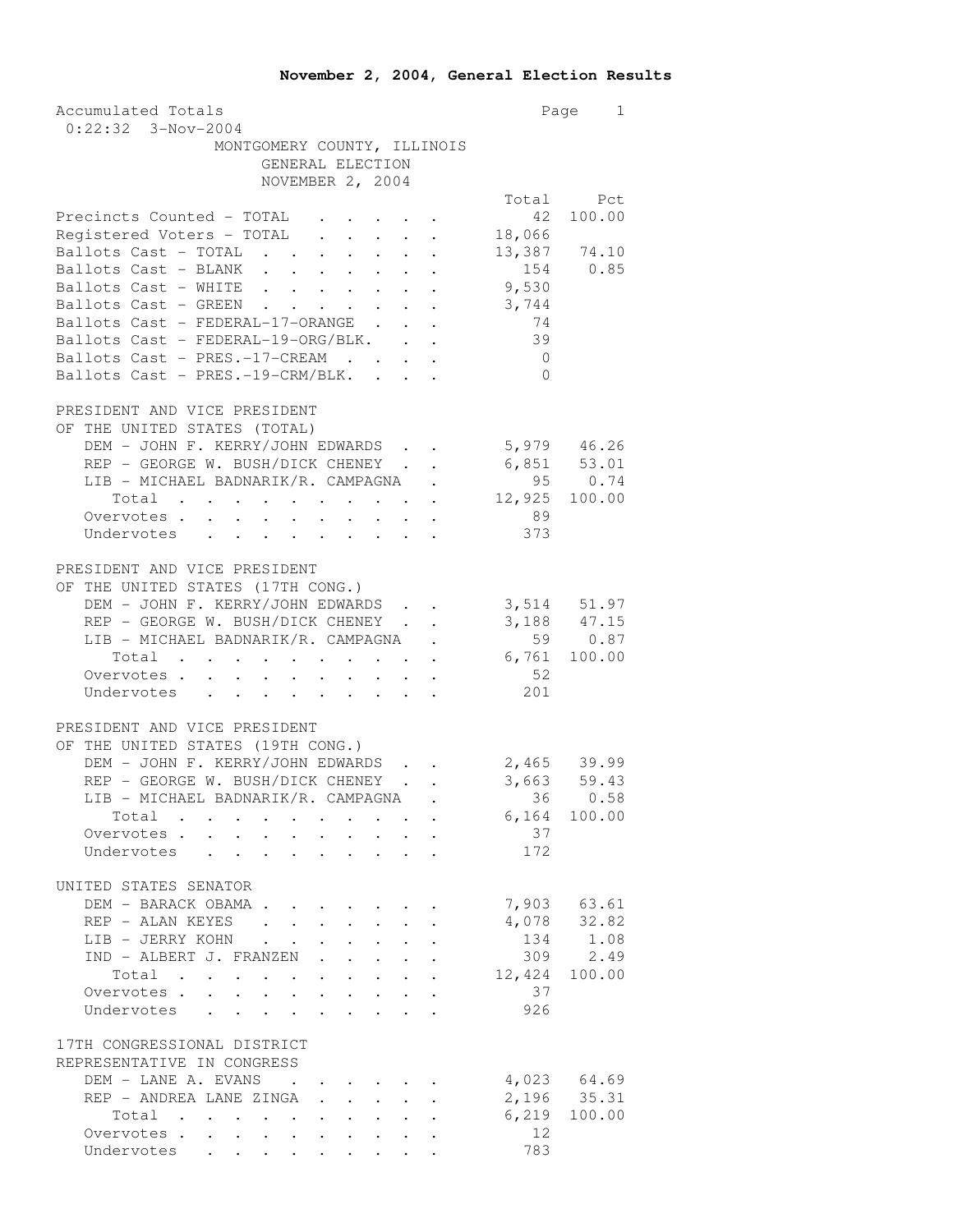# November 2, 2004, General Election Results

Accumulated Totals
0:22:32 3-Nov-2004

MONTGOMERY COUNTY, ILLINOIS
GENERAL ELECTION
NOVEMBER 2, 2004

| | Total | Pct |
|---|---|---|
| Precincts Counted - TOTAL | 42 | 100.00 |
| Registered Voters - TOTAL | 18,066 | |
| Ballots Cast - TOTAL | 13,387 | 74.10 |
| Ballots Cast - BLANK | 154 | 0.85 |
| Ballots Cast - WHITE | 9,530 | |
| Ballots Cast - GREEN | 3,744 | |
| Ballots Cast - FEDERAL-17-ORANGE | 74 | |
| Ballots Cast - FEDERAL-19-ORG/BLK. | 39 | |
| Ballots Cast - PRES.-17-CREAM | 0 | |
| Ballots Cast - PRES.-19-CRM/BLK. | 0 | |

PRESIDENT AND VICE PRESIDENT OF THE UNITED STATES (TOTAL)

| | Total | Pct |
|---|---|---|
| DEM - JOHN F. KERRY/JOHN EDWARDS | 5,979 | 46.26 |
| REP - GEORGE W. BUSH/DICK CHENEY | 6,851 | 53.01 |
| LIB - MICHAEL BADNARIK/R. CAMPAGNA | 95 | 0.74 |
| Total | 12,925 | 100.00 |
| Overvotes | 89 | |
| Undervotes | 373 | |

PRESIDENT AND VICE PRESIDENT OF THE UNITED STATES (17TH CONG.)

| | Total | Pct |
|---|---|---|
| DEM - JOHN F. KERRY/JOHN EDWARDS | 3,514 | 51.97 |
| REP - GEORGE W. BUSH/DICK CHENEY | 3,188 | 47.15 |
| LIB - MICHAEL BADNARIK/R. CAMPAGNA | 59 | 0.87 |
| Total | 6,761 | 100.00 |
| Overvotes | 52 | |
| Undervotes | 201 | |

PRESIDENT AND VICE PRESIDENT OF THE UNITED STATES (19TH CONG.)

| | Total | Pct |
|---|---|---|
| DEM - JOHN F. KERRY/JOHN EDWARDS | 2,465 | 39.99 |
| REP - GEORGE W. BUSH/DICK CHENEY | 3,663 | 59.43 |
| LIB - MICHAEL BADNARIK/R. CAMPAGNA | 36 | 0.58 |
| Total | 6,164 | 100.00 |
| Overvotes | 37 | |
| Undervotes | 172 | |

UNITED STATES SENATOR

| | Total | Pct |
|---|---|---|
| DEM - BARACK OBAMA | 7,903 | 63.61 |
| REP - ALAN KEYES | 4,078 | 32.82 |
| LIB - JERRY KOHN | 134 | 1.08 |
| IND - ALBERT J. FRANZEN | 309 | 2.49 |
| Total | 12,424 | 100.00 |
| Overvotes | 37 | |
| Undervotes | 926 | |

17TH CONGRESSIONAL DISTRICT REPRESENTATIVE IN CONGRESS

| | Total | Pct |
|---|---|---|
| DEM - LANE A. EVANS | 4,023 | 64.69 |
| REP - ANDREA LANE ZINGA | 2,196 | 35.31 |
| Total | 6,219 | 100.00 |
| Overvotes | 12 | |
| Undervotes | 783 | |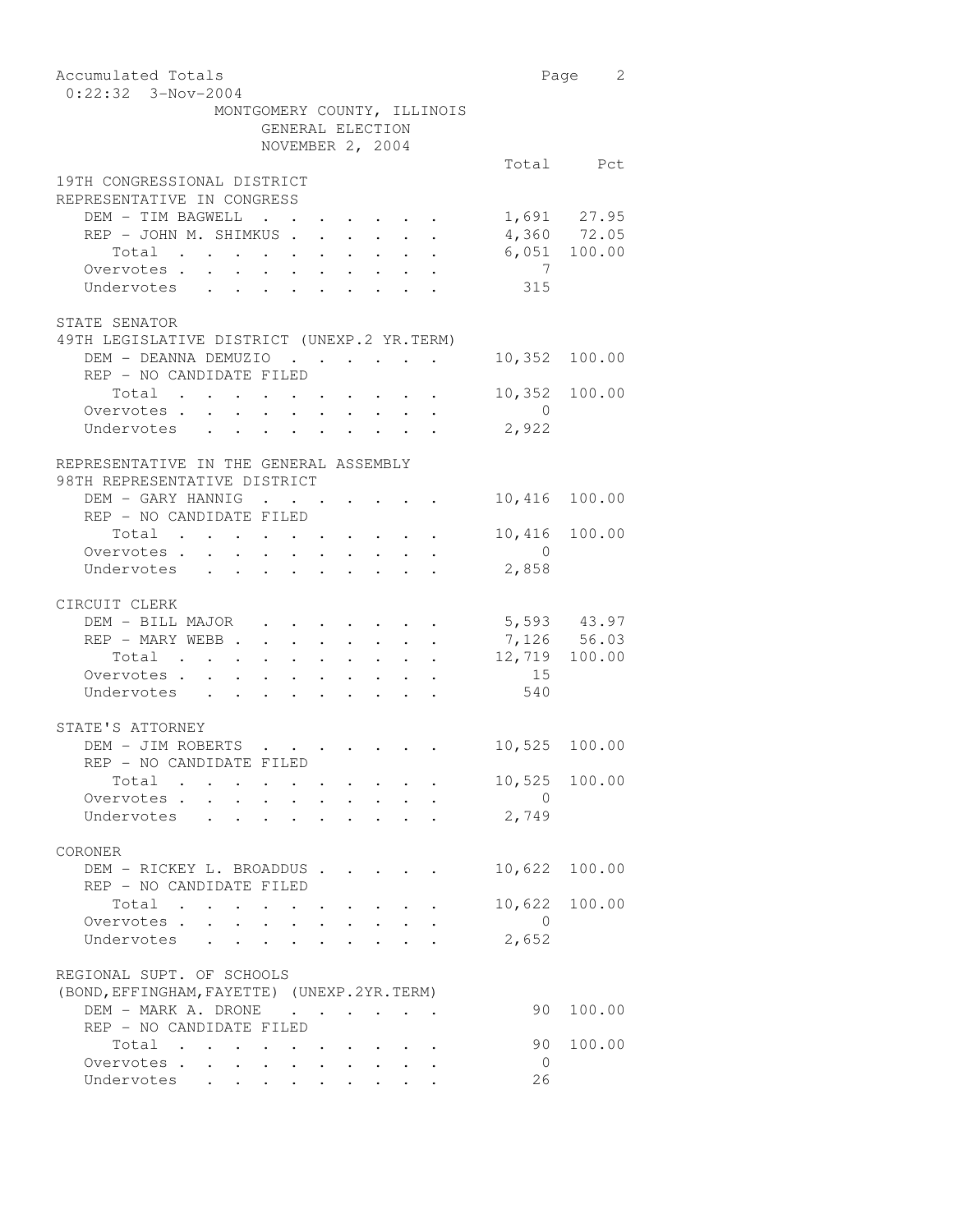Accumulated Totals
0:22:32 3-Nov-2004

MONTGOMERY COUNTY, ILLINOIS
GENERAL ELECTION
NOVEMBER 2, 2004

| | Total | Pct |
|---|---|---|
| **19TH CONGRESSIONAL DISTRICT** | | |
| **REPRESENTATIVE IN CONGRESS** | | |
| DEM - TIM BAGWELL | 1,691 | 27.95 |
| REP - JOHN M. SHIMKUS | 4,360 | 72.05 |
| Total | 6,051 | 100.00 |
| Overvotes | 7 | |
| Undervotes | 315 | |
| **STATE SENATOR** | | |
| **49TH LEGISLATIVE DISTRICT (UNEXP.2 YR.TERM)** | | |
| DEM - DEANNA DEMUZIO | 10,352 | 100.00 |
| REP - NO CANDIDATE FILED | | |
| Total | 10,352 | 100.00 |
| Overvotes | 0 | |
| Undervotes | 2,922 | |
| **REPRESENTATIVE IN THE GENERAL ASSEMBLY** | | |
| **98TH REPRESENTATIVE DISTRICT** | | |
| DEM - GARY HANNIG | 10,416 | 100.00 |
| REP - NO CANDIDATE FILED | | |
| Total | 10,416 | 100.00 |
| Overvotes | 0 | |
| Undervotes | 2,858 | |
| **CIRCUIT CLERK** | | |
| DEM - BILL MAJOR | 5,593 | 43.97 |
| REP - MARY WEBB | 7,126 | 56.03 |
| Total | 12,719 | 100.00 |
| Overvotes | 15 | |
| Undervotes | 540 | |
| **STATE'S ATTORNEY** | | |
| DEM - JIM ROBERTS | 10,525 | 100.00 |
| REP - NO CANDIDATE FILED | | |
| Total | 10,525 | 100.00 |
| Overvotes | 0 | |
| Undervotes | 2,749 | |
| **CORONER** | | |
| DEM - RICKEY L. BROADDUS | 10,622 | 100.00 |
| REP - NO CANDIDATE FILED | | |
| Total | 10,622 | 100.00 |
| Overvotes | 0 | |
| Undervotes | 2,652 | |
| **REGIONAL SUPT. OF SCHOOLS** | | |
| **(BOND,EFFINGHAM,FAYETTE) (UNEXP.2YR.TERM)** | | |
| DEM - MARK A. DRONE | 90 | 100.00 |
| REP - NO CANDIDATE FILED | | |
| Total | 90 | 100.00 |
| Overvotes | 0 | |
| Undervotes | 26 | |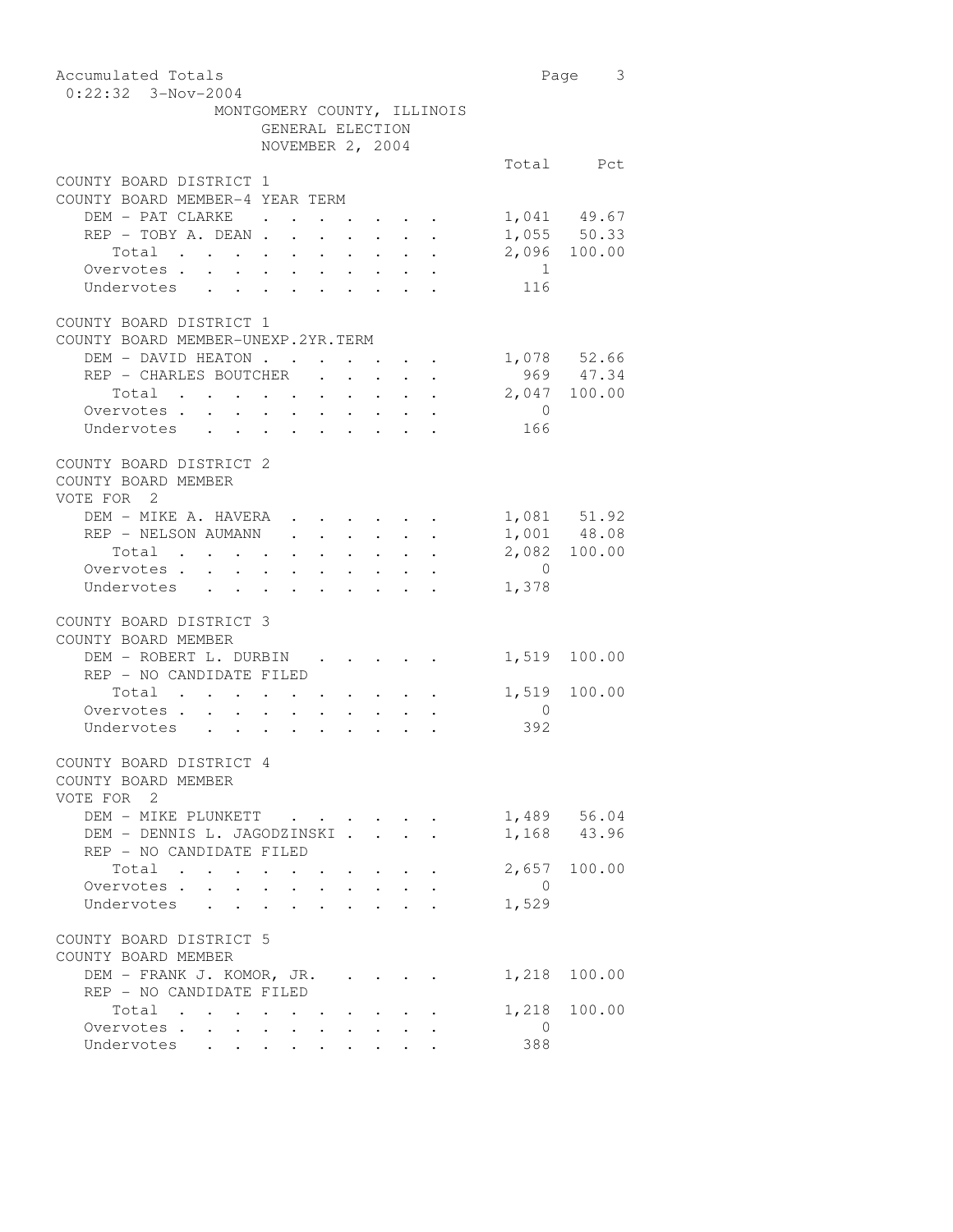Accumulated Totals
0:22:32 3-Nov-2004

MONTGOMERY COUNTY, ILLINOIS
GENERAL ELECTION
NOVEMBER 2, 2004

## COUNTY BOARD DISTRICT 1
### COUNTY BOARD MEMBER-4 YEAR TERM

| | Total | Pct |
|---|---|---|
| DEM - PAT CLARKE | 1,041 | 49.67 |
| REP - TOBY A. DEAN | 1,055 | 50.33 |
| Total | 2,096 | 100.00 |
| Overvotes | 1 | |
| Undervotes | 116 | |

## COUNTY BOARD DISTRICT 1
### COUNTY BOARD MEMBER-UNEXP.2YR.TERM

| | Total | Pct |
|---|---|---|
| DEM - DAVID HEATON | 1,078 | 52.66 |
| REP - CHARLES BOUTCHER | 969 | 47.34 |
| Total | 2,047 | 100.00 |
| Overvotes | 0 | |
| Undervotes | 166 | |

## COUNTY BOARD DISTRICT 2
### COUNTY BOARD MEMBER
VOTE FOR 2

| | Total | Pct |
|---|---|---|
| DEM - MIKE A. HAVERA | 1,081 | 51.92 |
| REP - NELSON AUMANN | 1,001 | 48.08 |
| Total | 2,082 | 100.00 |
| Overvotes | 0 | |
| Undervotes | 1,378 | |

## COUNTY BOARD DISTRICT 3
### COUNTY BOARD MEMBER

| | Total | Pct |
|---|---|---|
| DEM - ROBERT L. DURBIN | 1,519 | 100.00 |
| REP - NO CANDIDATE FILED | | |
| Total | 1,519 | 100.00 |
| Overvotes | 0 | |
| Undervotes | 392 | |

## COUNTY BOARD DISTRICT 4
### COUNTY BOARD MEMBER
VOTE FOR 2

| | Total | Pct |
|---|---|---|
| DEM - MIKE PLUNKETT | 1,489 | 56.04 |
| DEM - DENNIS L. JAGODZINSKI | 1,168 | 43.96 |
| REP - NO CANDIDATE FILED | | |
| Total | 2,657 | 100.00 |
| Overvotes | 0 | |
| Undervotes | 1,529 | |

## COUNTY BOARD DISTRICT 5
### COUNTY BOARD MEMBER

| | Total | Pct |
|---|---|---|
| DEM - FRANK J. KOMOR, JR. | 1,218 | 100.00 |
| REP - NO CANDIDATE FILED | | |
| Total | 1,218 | 100.00 |
| Overvotes | 0 | |
| Undervotes | 388 | |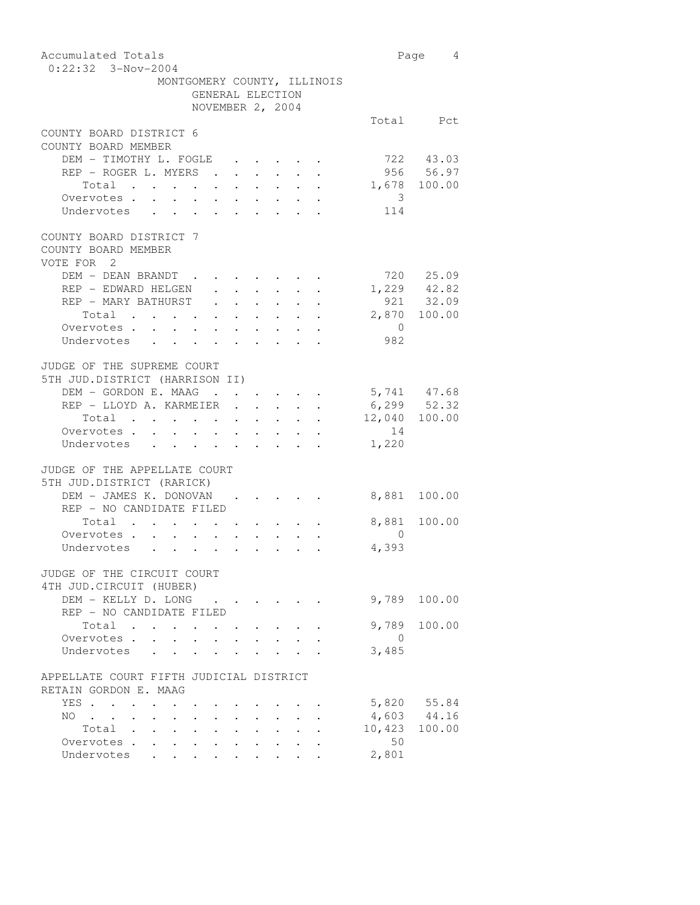Accumulated Totals
0:22:32 3-Nov-2004

MONTGOMERY COUNTY, ILLINOIS
GENERAL ELECTION
NOVEMBER 2, 2004

## COUNTY BOARD DISTRICT 6
COUNTY BOARD MEMBER

| | Total | Pct |
|---|---|---|
| DEM - TIMOTHY L. FOGLE | 722 | 43.03 |
| REP - ROGER L. MYERS | 956 | 56.97 |
| Total | 1,678 | 100.00 |
| Overvotes | 3 | |
| Undervotes | 114 | |

## COUNTY BOARD DISTRICT 7
COUNTY BOARD MEMBER
VOTE FOR 2

| | Total | Pct |
|---|---|---|
| DEM - DEAN BRANDT | 720 | 25.09 |
| REP - EDWARD HELGEN | 1,229 | 42.82 |
| REP - MARY BATHURST | 921 | 32.09 |
| Total | 2,870 | 100.00 |
| Overvotes | 0 | |
| Undervotes | 982 | |

## JUDGE OF THE SUPREME COURT
5TH JUD.DISTRICT (HARRISON II)

| | Total | Pct |
|---|---|---|
| DEM - GORDON E. MAAG | 5,741 | 47.68 |
| REP - LLOYD A. KARMEIER | 6,299 | 52.32 |
| Total | 12,040 | 100.00 |
| Overvotes | 14 | |
| Undervotes | 1,220 | |

## JUDGE OF THE APPELLATE COURT
5TH JUD.DISTRICT (RARICK)

| | Total | Pct |
|---|---|---|
| DEM - JAMES K. DONOVAN | 8,881 | 100.00 |
| REP - NO CANDIDATE FILED | | |
| Total | 8,881 | 100.00 |
| Overvotes | 0 | |
| Undervotes | 4,393 | |

## JUDGE OF THE CIRCUIT COURT
4TH JUD.CIRCUIT (HUBER)

| | Total | Pct |
|---|---|---|
| DEM - KELLY D. LONG | 9,789 | 100.00 |
| REP - NO CANDIDATE FILED | | |
| Total | 9,789 | 100.00 |
| Overvotes | 0 | |
| Undervotes | 3,485 | |

## APPELLATE COURT FIFTH JUDICIAL DISTRICT
RETAIN GORDON E. MAAG

| | Total | Pct |
|---|---|---|
| YES | 5,820 | 55.84 |
| NO | 4,603 | 44.16 |
| Total | 10,423 | 100.00 |
| Overvotes | 50 | |
| Undervotes | 2,801 | |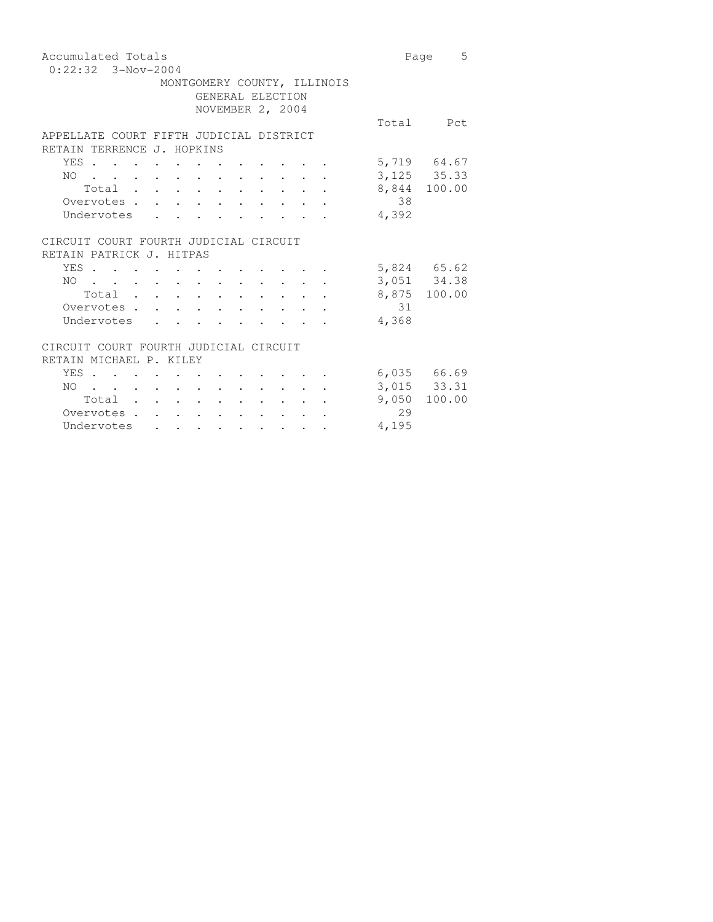Accumulated Totals
0:22:32 3-Nov-2004

MONTGOMERY COUNTY, ILLINOIS
GENERAL ELECTION
NOVEMBER 2, 2004

| | Total | Pct |
|---|---|---|
| **APPELLATE COURT FIFTH JUDICIAL DISTRICT** | | |
| **RETAIN TERRENCE J. HOPKINS** | | |
| YES | 5,719 | 64.67 |
| NO | 3,125 | 35.33 |
| Total | 8,844 | 100.00 |
| Overvotes | 38 | |
| Undervotes | 4,392 | |
| **CIRCUIT COURT FOURTH JUDICIAL CIRCUIT** | | |
| **RETAIN PATRICK J. HITPAS** | | |
| YES | 5,824 | 65.62 |
| NO | 3,051 | 34.38 |
| Total | 8,875 | 100.00 |
| Overvotes | 31 | |
| Undervotes | 4,368 | |
| **CIRCUIT COURT FOURTH JUDICIAL CIRCUIT** | | |
| **RETAIN MICHAEL P. KILEY** | | |
| YES | 6,035 | 66.69 |
| NO | 3,015 | 33.31 |
| Total | 9,050 | 100.00 |
| Overvotes | 29 | |
| Undervotes | 4,195 | |